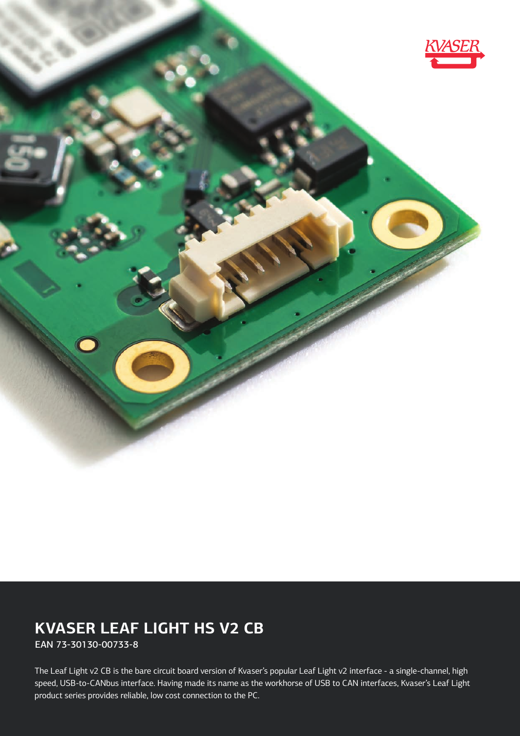# KVASER LEAF LIGHT HS V2 CB

EAN 73-30130-00733-8

The Leaf Light v2 CB is the bare circuit board version of Kvaser's popular Leaf Light v2 interface - a single-channel, high speed, USB-to-CANbus interface. Having made its name as the workhorse of USB to CAN interfaces, Kvaser's Leaf Light product series provides reliable, low cost connection to the PC.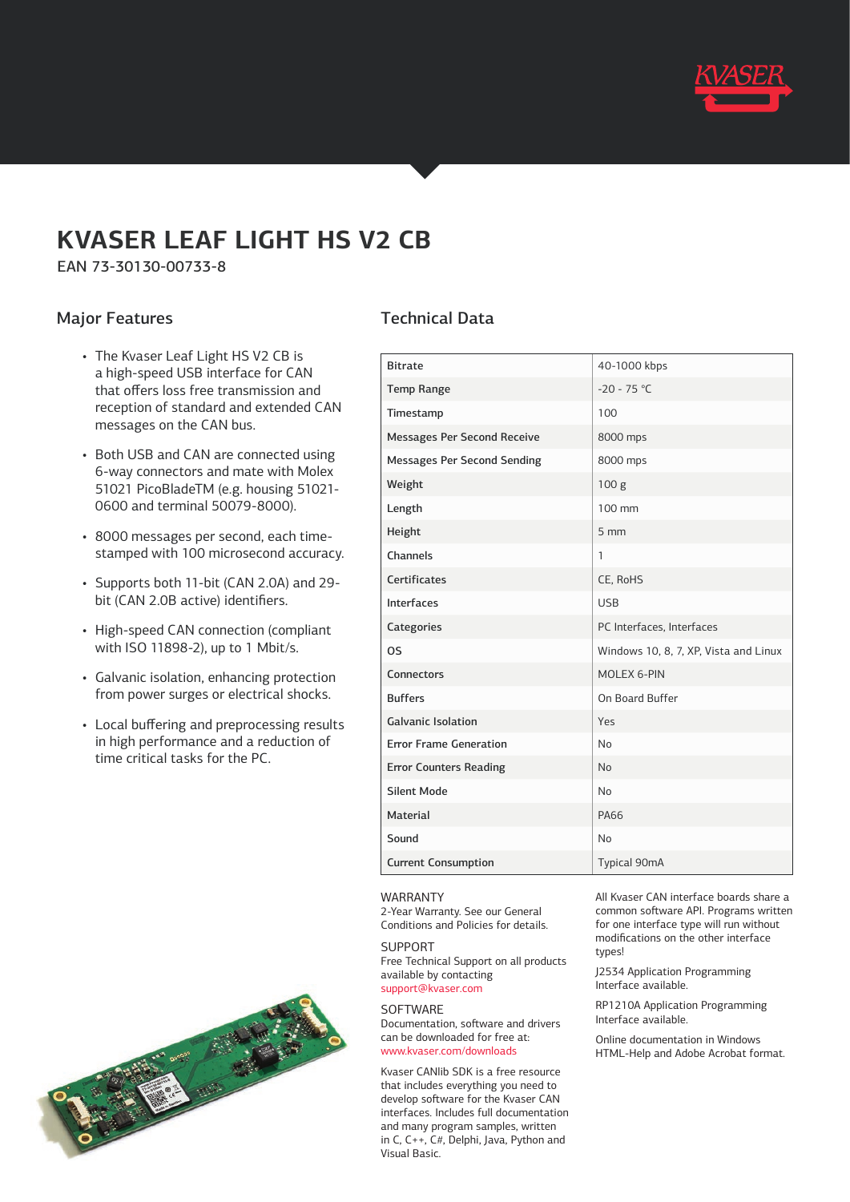# KVASER LEAF LIGHT HS V2 CB

EAN 73-30130-00733-8

## Major Features

- The Kvaser Leaf Light HS V2 CB is a high-speed USB interface for CAN that offers loss free transmission and reception of standard and extended CAN messages on the CAN bus.
- Both USB and CAN are connected using 6-way connectors and mate with Molex 51021 PicoBladeTM (e.g. housing 51021-0600 and terminal 50079-8000).
- 8000 messages per second, each time-stamped with 100 microsecond accuracy.
- Supports both 11-bit (CAN 2.0A) and 29-bit (CAN 2.0B active) identifiers.
- High-speed CAN connection (compliant with ISO 11898-2), up to 1 Mbit/s.
- Galvanic isolation, enhancing protection from power surges or electrical shocks.
- Local buffering and preprocessing results in high performance and a reduction of time critical tasks for the PC.

## Technical Data

| | |
|---|---|
| Bitrate | 40-1000 kbps |
| Temp Range | -20 - 75 °C |
| Timestamp | 100 |
| Messages Per Second Receive | 8000 mps |
| Messages Per Second Sending | 8000 mps |
| Weight | 100 g |
| Length | 100 mm |
| Height | 5 mm |
| Channels | 1 |
| Certificates | CE, RoHS |
| Interfaces | USB |
| Categories | PC Interfaces, Interfaces |
| OS | Windows 10, 8, 7, XP, Vista and Linux |
| Connectors | MOLEX 6-PIN |
| Buffers | On Board Buffer |
| Galvanic Isolation | Yes |
| Error Frame Generation | No |
| Error Counters Reading | No |
| Silent Mode | No |
| Material | PA66 |
| Sound | No |
| Current Consumption | Typical 90mA |

WARRANTY
2-Year Warranty. See our General Conditions and Policies for details.

SUPPORT
Free Technical Support on all products available by contacting support@kvaser.com

SOFTWARE
Documentation, software and drivers can be downloaded for free at: www.kvaser.com/downloads

Kvaser CANlib SDK is a free resource that includes everything you need to develop software for the Kvaser CAN interfaces. Includes full documentation and many program samples, written in C, C++, C#, Delphi, Java, Python and Visual Basic.

All Kvaser CAN interface boards share a common software API. Programs written for one interface type will run without modifications on the other interface types!

J2534 Application Programming Interface available.

RP1210A Application Programming Interface available.

Online documentation in Windows HTML-Help and Adobe Acrobat format.